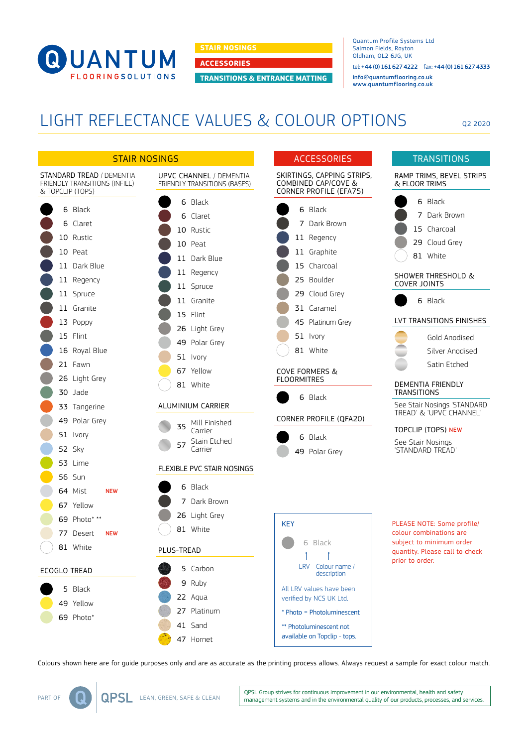QUANTUM FLOORINGSOLUTIONS

STAIR NOSINGS
ACCESSORIES
TRANSITIONS & ENTRANCE MATTING

Quantum Profile Systems Ltd
Salmon Fields, Royton
Oldham, OL2 6JG, UK

tel: +44 (0) 161 627 4222 fax: +44 (0) 161 627 4333
info@quantumflooring.co.uk
www.quantumflooring.co.uk

# LIGHT REFLECTANCE VALUES & COLOUR OPTIONS

Q2 2020

## STAIR NOSINGS

### STANDARD TREAD / DEMENTIA FRIENDLY TRANSITIONS (INFILL) & TOPCLIP (TOPS)

- 6 Black
- 6 Claret
- 10 Rustic
- 10 Peat
- 11 Dark Blue
- 11 Regency
- 11 Spruce
- 11 Granite
- 13 Poppy
- 15 Flint
- 16 Royal Blue
- 21 Fawn
- 26 Light Grey
- 30 Jade
- 33 Tangerine
- 49 Polar Grey
- 51 Ivory
- 52 Sky
- 53 Lime
- 56 Sun
- 64 Mist NEW
- 67 Yellow
- 69 Photo* **
- 77 Desert NEW
- 81 White

### ECOGLO TREAD

- 5 Black
- 49 Yellow
- 69 Photo*

### UPVC CHANNEL / DEMENTIA FRIENDLY TRANSITIONS (BASES)

- 6 Black
- 6 Claret
- 10 Rustic
- 10 Peat
- 11 Dark Blue
- 11 Regency
- 11 Spruce
- 11 Granite
- 15 Flint
- 26 Light Grey
- 49 Polar Grey
- 51 Ivory
- 67 Yellow
- 81 White

### ALUMINIUM CARRIER

- 35 Mill Finished Carrier
- 57 Stain Etched Carrier

### FLEXIBLE PVC STAIR NOSINGS

- 6 Black
- 7 Dark Brown
- 26 Light Grey
- 81 White

### PLUS-TREAD

- 5 Carbon
- 9 Ruby
- 22 Aqua
- 27 Platinum
- 41 Sand
- 47 Hornet

## ACCESSORIES

### SKIRTINGS, CAPPING STRIPS, COMBINED CAP/COVE & CORNER PROFILE (EFA75)

- 6 Black
- 7 Dark Brown
- 11 Regency
- 11 Graphite
- 15 Charcoal
- 25 Boulder
- 29 Cloud Grey
- 31 Caramel
- 45 Platinum Grey
- 51 Ivory
- 81 White

### COVE FORMERS & FLOORMITRES

- 6 Black

### CORNER PROFILE (QFA20)

- 6 Black
- 49 Polar Grey

## TRANSITIONS

### RAMP TRIMS, BEVEL STRIPS & FLOOR TRIMS

- 6 Black
- 7 Dark Brown
- 15 Charcoal
- 29 Cloud Grey
- 81 White

### SHOWER THRESHOLD & COVER JOINTS

- 6 Black

### LVT TRANSITIONS FINISHES

- Gold Anodised
- Silver Anodised
- Satin Etched

### DEMENTIA FRIENDLY TRANSITIONS

See Stair Nosings 'STANDARD TREAD' & 'UPVC CHANNEL'

### TOPCLIP (TOPS) NEW

See Stair Nosings 'STANDARD TREAD'

## KEY

6 Black — LRV / Colour name / description

All LRV values have been verified by NCS UK Ltd.

* Photo = Photoluminescent

** Photoluminescent not available on Topclip - tops.

PLEASE NOTE: Some profile/colour combinations are subject to minimum order quantity. Please call to check prior to order.

Colours shown here are for guide purposes only and are as accurate as the printing process allows. Always request a sample for exact colour match.

PART OF QPSL LEAN, GREEN, SAFE & CLEAN

QPSL Group strives for continuous improvement in our environmental, health and safety management systems and in the environmental quality of our products, processes, and services.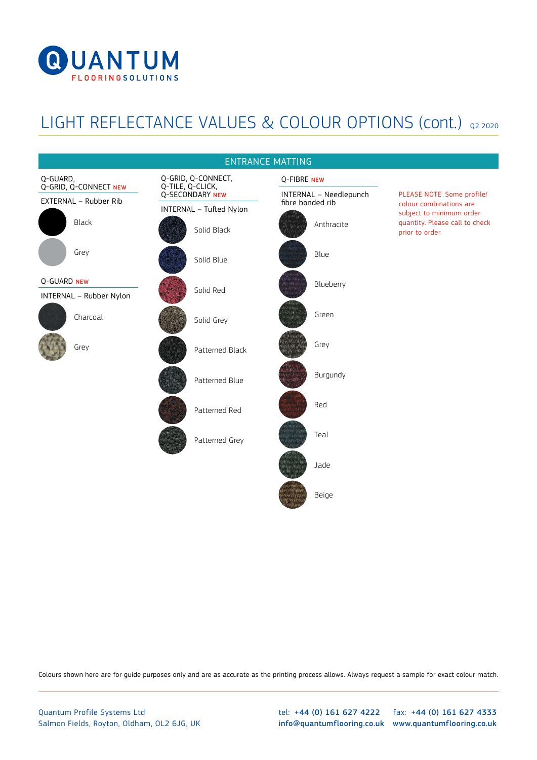# LIGHT REFLECTANCE VALUES & COLOUR OPTIONS (cont.) Q2 2020

## ENTRANCE MATTING

### Q-GUARD, Q-GRID, Q-CONNECT NEW

EXTERNAL – Rubber Rib

- Black
- Grey

### Q-GUARD NEW

INTERNAL – Rubber Nylon

- Charcoal
- Grey

### Q-GRID, Q-CONNECT, Q-TILE, Q-CLICK, Q-SECONDARY NEW

INTERNAL – Tufted Nylon

- Solid Black
- Solid Blue
- Solid Red
- Solid Grey
- Patterned Black
- Patterned Blue
- Patterned Red
- Patterned Grey

### Q-FIBRE NEW

INTERNAL – Needlepunch fibre bonded rib

- Anthracite
- Blue
- Blueberry
- Green
- Grey
- Burgundy
- Red
- Teal
- Jade
- Beige

PLEASE NOTE: Some profile/colour combinations are subject to minimum order quantity. Please call to check prior to order.

Colours shown here are for guide purposes only and are as accurate as the printing process allows. Always request a sample for exact colour match.

Quantum Profile Systems Ltd
Salmon Fields, Royton, Oldham, OL2 6JG, UK

tel: +44 (0) 161 627 4222 fax: +44 (0) 161 627 4333
info@quantumflooring.co.uk www.quantumflooring.co.uk